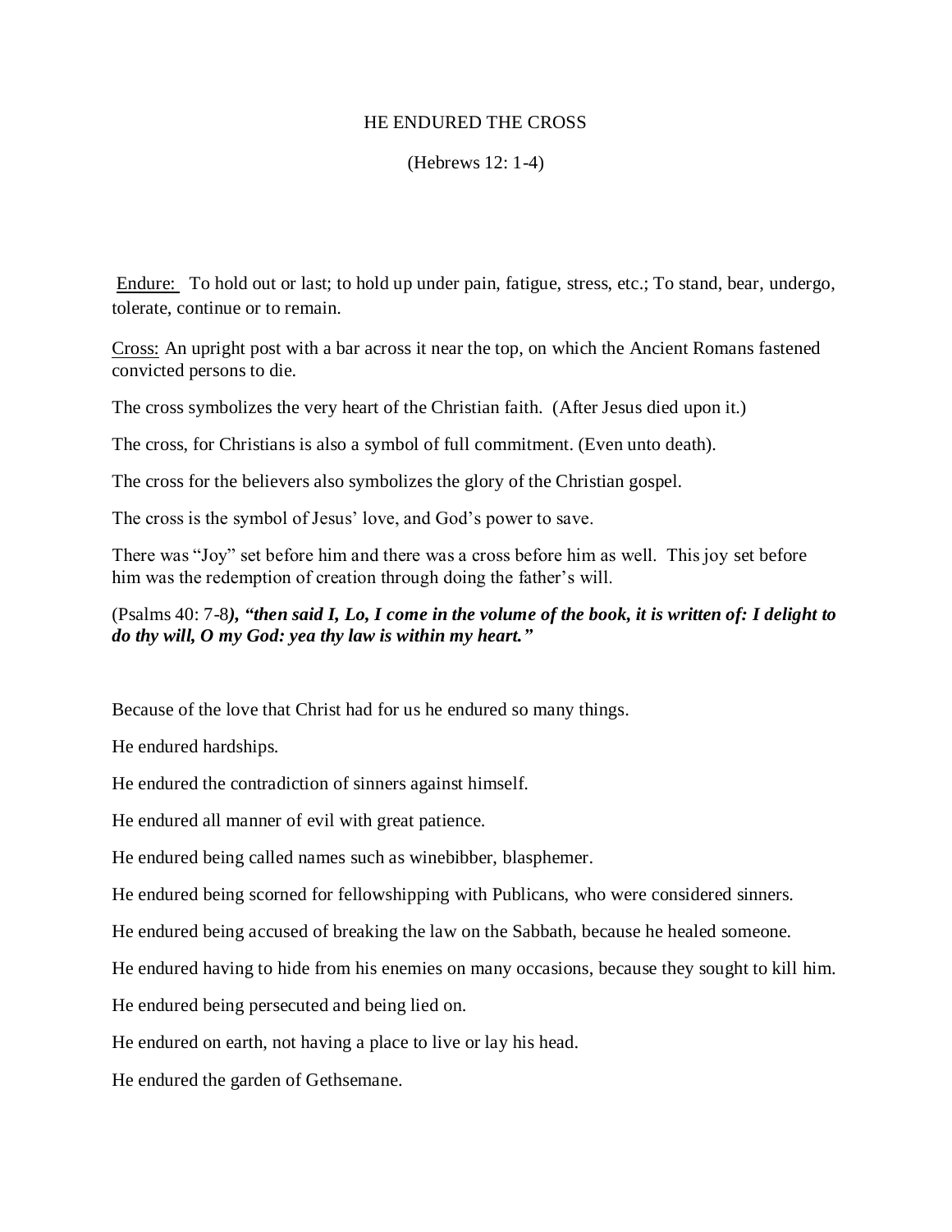# HE ENDURED THE CROSS

(Hebrews 12: 1-4)

<u>Endure:</u> To hold out or last; to hold up under pain, fatigue, stress, etc.; To stand, bear, undergo, tolerate, continue or to remain.

<u>Cross:</u> An upright post with a bar across it near the top, on which the Ancient Romans fastened convicted persons to die.

The cross symbolizes the very heart of the Christian faith. (After Jesus died upon it.)

The cross, for Christians is also a symbol of full commitment. (Even unto death).

The cross for the believers also symbolizes the glory of the Christian gospel.

The cross is the symbol of Jesus' love, and God's power to save.

There was "Joy" set before him and there was a cross before him as well. This joy set before him was the redemption of creation through doing the father's will.

(Psalms 40: 7-8***), "then said I, Lo, I come in the volume of the book, it is written of: I delight to do thy will, O my God: yea thy law is within my heart."***

Because of the love that Christ had for us he endured so many things.

He endured hardships.

He endured the contradiction of sinners against himself.

He endured all manner of evil with great patience.

He endured being called names such as winebibber, blasphemer.

He endured being scorned for fellowshipping with Publicans, who were considered sinners.

He endured being accused of breaking the law on the Sabbath, because he healed someone.

He endured having to hide from his enemies on many occasions, because they sought to kill him.

He endured being persecuted and being lied on.

He endured on earth, not having a place to live or lay his head.

He endured the garden of Gethsemane.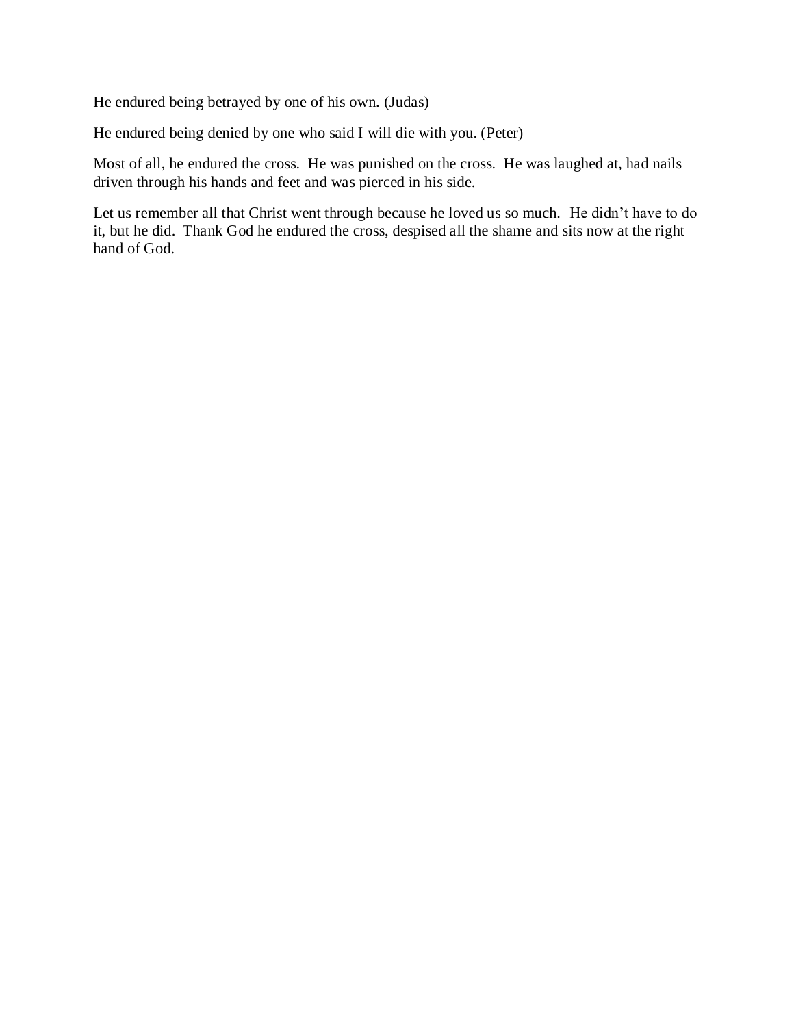He endured being betrayed by one of his own. (Judas)

He endured being denied by one who said I will die with you. (Peter)

Most of all, he endured the cross. He was punished on the cross. He was laughed at, had nails driven through his hands and feet and was pierced in his side.

Let us remember all that Christ went through because he loved us so much. He didn't have to do it, but he did. Thank God he endured the cross, despised all the shame and sits now at the right hand of God.